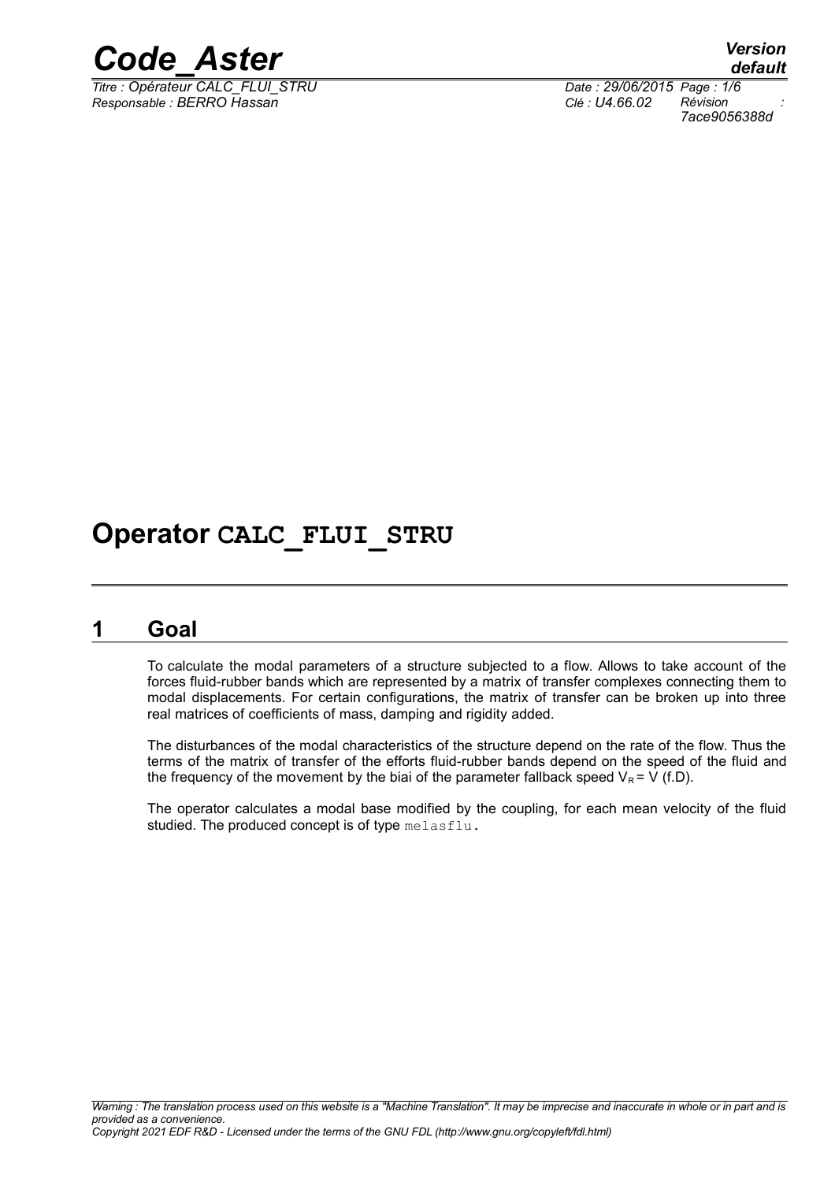# Operator CALC_FLUI_STRU

## 1 Goal

To calculate the modal parameters of a structure subjected to a flow. Allows to take account of the forces fluid-rubber bands which are represented by a matrix of transfer complexes connecting them to modal displacements. For certain configurations, the matrix of transfer can be broken up into three real matrices of coefficients of mass, damping and rigidity added.

The disturbances of the modal characteristics of the structure depend on the rate of the flow. Thus the terms of the matrix of transfer of the efforts fluid-rubber bands depend on the speed of the fluid and the frequency of the movement by the biai of the parameter fallback speed $V_R = V$ (f.D).

The operator calculates a modal base modified by the coupling, for each mean velocity of the fluid studied. The produced concept is of type `melasflu`.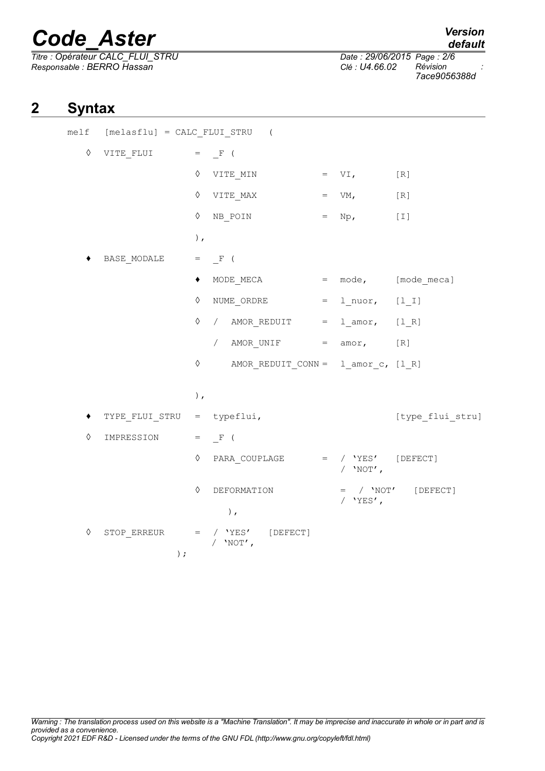## 2 Syntax

```
melf   [melasflu] = CALC_FLUI_STRU   (

   ◊  VITE_FLUI        =  _F (

                          ◊  VITE_MIN          =  VI,        [R]

                          ◊  VITE_MAX          =  VM,        [R]

                          ◊  NB_POIN           =  Np,        [I]

                          ),

   ♦  BASE_MODALE      =  _F (

                          ♦  MODE_MECA         =  mode,      [mode_meca]

                          ◊  NUME_ORDRE        =  l_nuor,    [l_I]

                          ◊  /  AMOR_REDUIT    =  l_amor,    [l_R]

                             /  AMOR_UNIF      =  amor,      [R]

                          ◊     AMOR_REDUIT_CONN =  l_amor_c, [l_R]


                          ),

   ♦  TYPE_FLUI_STRU   =  typeflui,                          [type_flui_stru]

   ◊  IMPRESSION       =  _F (

                          ◊  PARA_COUPLAGE     =  / 'YES'    [DEFECT]
                                                  / 'NOT',

                          ◊  DEFORMATION       =  / 'NOT'    [DEFECT]
                                                  / 'YES',
                             ),

   ◊  STOP_ERREUR      =  / 'YES'    [DEFECT]
                          / 'NOT',
                   );
```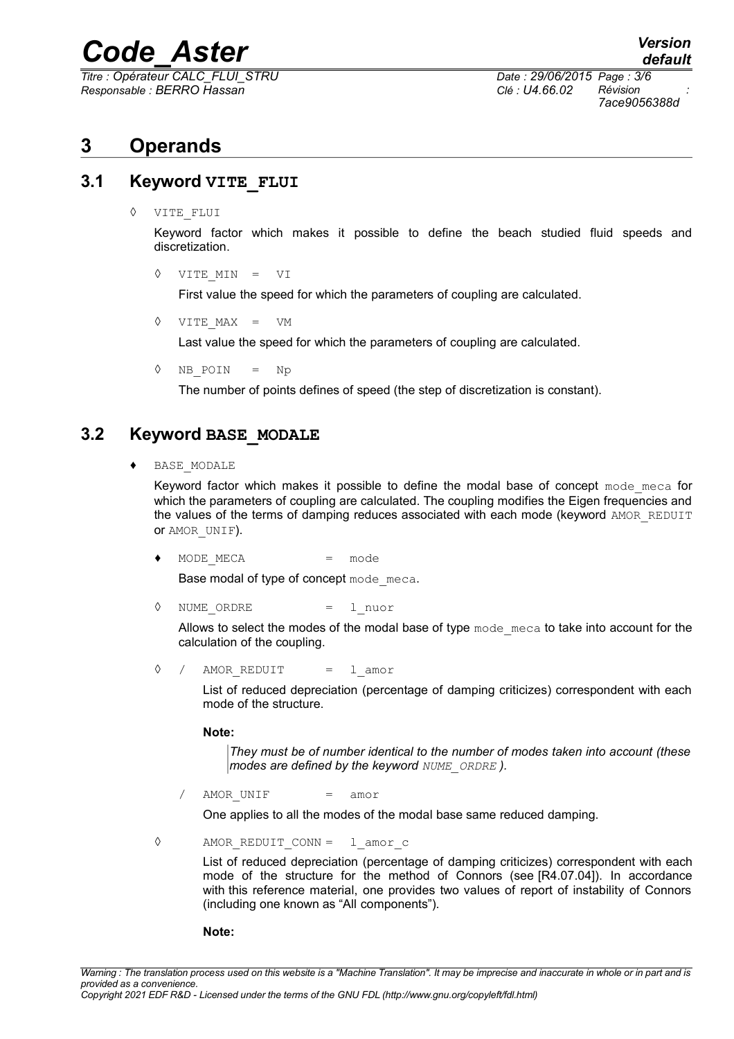# 3 Operands

## 3.1 Keyword VITE_FLUI

◊ VITE_FLUI

Keyword factor which makes it possible to define the beach studied fluid speeds and discretization.

◊ VITE_MIN = VI

First value the speed for which the parameters of coupling are calculated.

◊ VITE_MAX = VM

Last value the speed for which the parameters of coupling are calculated.

◊ NB_POIN = Np

The number of points defines of speed (the step of discretization is constant).

## 3.2 Keyword BASE_MODALE

♦ BASE_MODALE

Keyword factor which makes it possible to define the modal base of concept mode_meca for which the parameters of coupling are calculated. The coupling modifies the Eigen frequencies and the values of the terms of damping reduces associated with each mode (keyword AMOR_REDUIT or AMOR_UNIF).

♦ MODE_MECA = mode

Base modal of type of concept mode_meca.

◊ NUME_ORDRE = l_nuor

Allows to select the modes of the modal base of type mode_meca to take into account for the calculation of the coupling.

◊ / AMOR_REDUIT = l_amor

List of reduced depreciation (percentage of damping criticizes) correspondent with each mode of the structure.

**Note:**

*They must be of number identical to the number of modes taken into account (these modes are defined by the keyword NUME_ORDRE ).*

/ AMOR_UNIF = amor

One applies to all the modes of the modal base same reduced damping.

◊ AMOR_REDUIT_CONN = l_amor_c

List of reduced depreciation (percentage of damping criticizes) correspondent with each mode of the structure for the method of Connors (see [R4.07.04]). In accordance with this reference material, one provides two values of report of instability of Connors (including one known as "All components").

**Note:**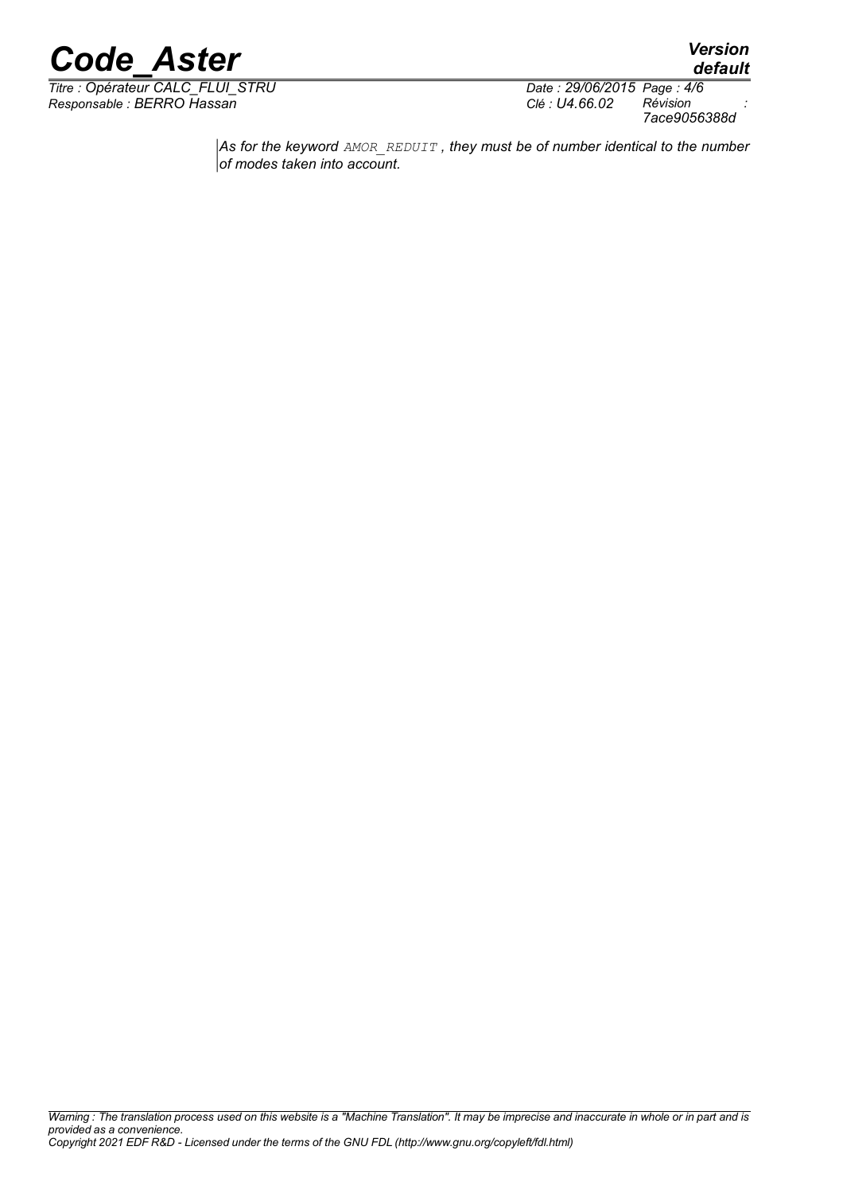*As for the keyword `AMOR_REDUIT`, they must be of number identical to the number of modes taken into account.*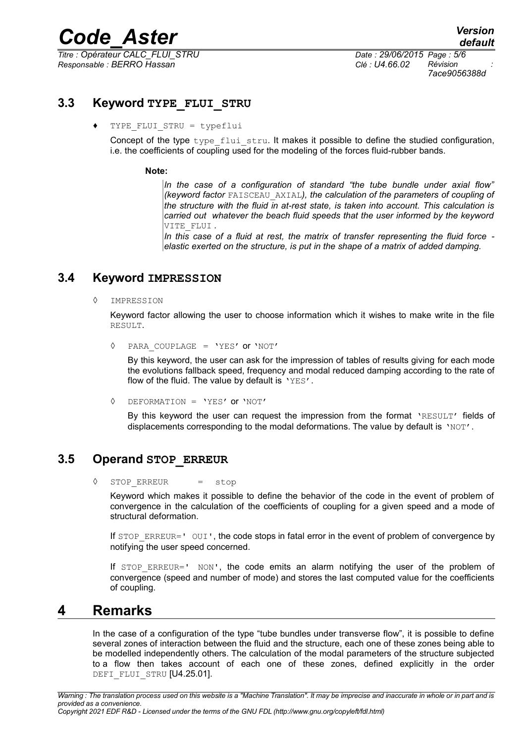### 3.3 Keyword TYPE_FLUI_STRU

♦ TYPE_FLUI_STRU = typeflui

Concept of the type type_flui_stru. It makes it possible to define the studied configuration, i.e. the coefficients of coupling used for the modeling of the forces fluid-rubber bands.

**Note:**

*In the case of a configuration of standard "the tube bundle under axial flow" (keyword factor* FAISCEAU_AXIAL*), the calculation of the parameters of coupling of the structure with the fluid in at-rest state, is taken into account. This calculation is carried out whatever the beach fluid speeds that the user informed by the keyword* VITE_FLUI *.*

*In this case of a fluid at rest, the matrix of transfer representing the fluid force - elastic exerted on the structure, is put in the shape of a matrix of added damping.*

### 3.4 Keyword IMPRESSION

◊ IMPRESSION

Keyword factor allowing the user to choose information which it wishes to make write in the file RESULT.

◊ PARA_COUPLAGE = 'YES' or 'NOT'

By this keyword, the user can ask for the impression of tables of results giving for each mode the evolutions fallback speed, frequency and modal reduced damping according to the rate of flow of the fluid. The value by default is 'YES'.

◊ DEFORMATION = 'YES' or 'NOT'

By this keyword the user can request the impression from the format 'RESULT' fields of displacements corresponding to the modal deformations. The value by default is 'NOT'.

### 3.5 Operand STOP_ERREUR

◊ STOP_ERREUR = stop

Keyword which makes it possible to define the behavior of the code in the event of problem of convergence in the calculation of the coefficients of coupling for a given speed and a mode of structural deformation.

If STOP_ERREUR=' OUI', the code stops in fatal error in the event of problem of convergence by notifying the user speed concerned.

If STOP_ERREUR=' NON', the code emits an alarm notifying the user of the problem of convergence (speed and number of mode) and stores the last computed value for the coefficients of coupling.

## 4 Remarks

In the case of a configuration of the type "tube bundles under transverse flow", it is possible to define several zones of interaction between the fluid and the structure, each one of these zones being able to be modelled independently others. The calculation of the modal parameters of the structure subjected to a flow then takes account of each one of these zones, defined explicitly in the order DEFI_FLUI_STRU [U4.25.01].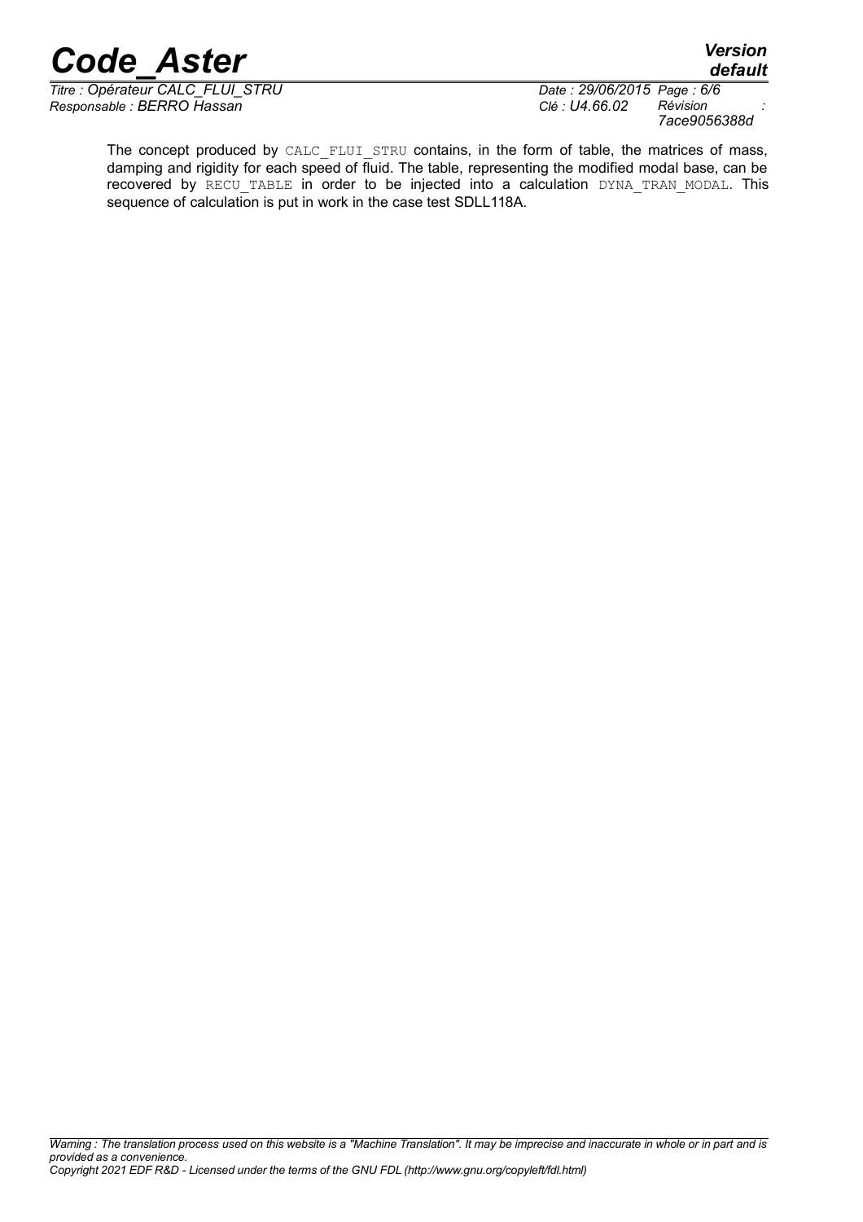The concept produced by `CALC_FLUI_STRU` contains, in the form of table, the matrices of mass, damping and rigidity for each speed of fluid. The table, representing the modified modal base, can be recovered by `RECU_TABLE` in order to be injected into a calculation `DYNA_TRAN_MODAL`. This sequence of calculation is put in work in the case test SDLL118A.